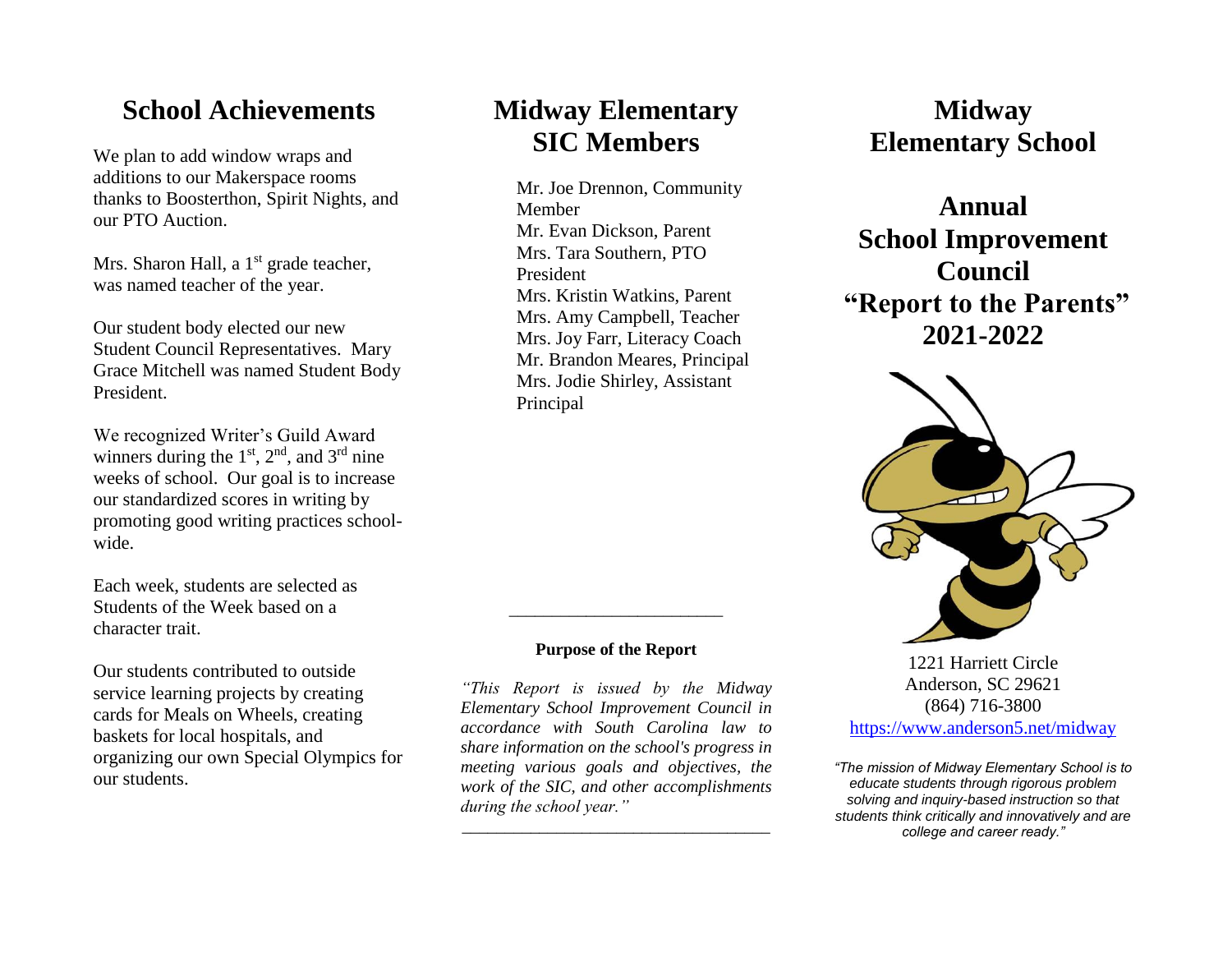## School Achievements

We plan to add window wraps and additions to our Makerspace rooms thanks to Boosterthon, Spirit Nights, and our PTO Auction.

Mrs. Sharon Hall, a 1st grade teacher, was named teacher of the year.

Our student body elected our new Student Council Representatives. Mary Grace Mitchell was named Student Body President.

We recognized Writer's Guild Award winners during the 1st, 2nd, and 3rd nine weeks of school. Our goal is to increase our standardized scores in writing by promoting good writing practices school-wide.

Each week, students are selected as Students of the Week based on a character trait.

Our students contributed to outside service learning projects by creating cards for Meals on Wheels, creating baskets for local hospitals, and organizing our own Special Olympics for our students.

## Midway Elementary SIC Members

Mr. Joe Drennon, Community Member
Mr. Evan Dickson, Parent
Mrs. Tara Southern, PTO President
Mrs. Kristin Watkins, Parent
Mrs. Amy Campbell, Teacher
Mrs. Joy Farr, Literacy Coach
Mr. Brandon Meares, Principal
Mrs. Jodie Shirley, Assistant Principal

---

**Purpose of the Report**

*"This Report is issued by the Midway Elementary School Improvement Council in accordance with South Carolina law to share information on the school's progress in meeting various goals and objectives, the work of the SIC, and other accomplishments during the school year."*

---

# Midway Elementary School

# Annual School Improvement Council "Report to the Parents" 2021-2022

1221 Harriett Circle
Anderson, SC 29621
(864) 716-3800
https://www.anderson5.net/midway

*"The mission of Midway Elementary School is to educate students through rigorous problem solving and inquiry-based instruction so that students think critically and innovatively and are college and career ready."*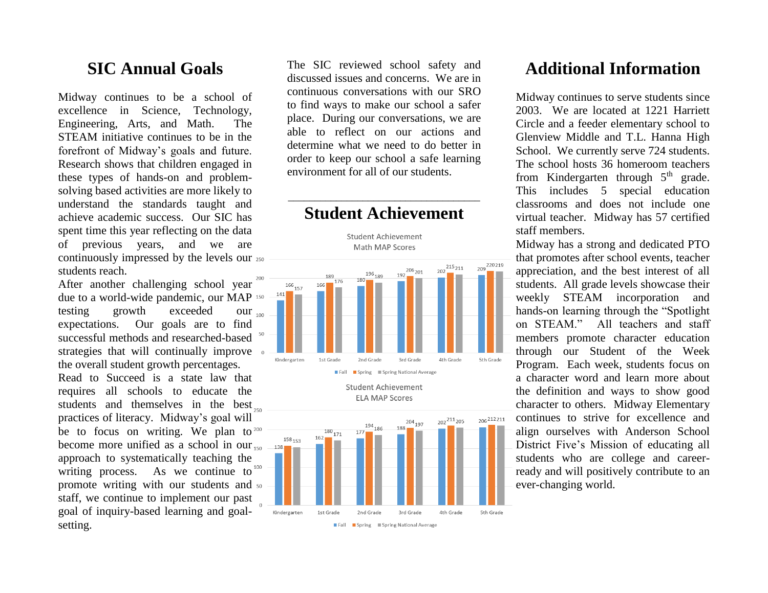## SIC Annual Goals

Midway continues to be a school of excellence in Science, Technology, Engineering, Arts, and Math. The STEAM initiative continues to be in the forefront of Midway's goals and future. Research shows that children engaged in these types of hands-on and problem-solving based activities are more likely to understand the standards taught and achieve academic success. Our SIC has spent time this year reflecting on the data of previous years, and we are continuously impressed by the levels our students reach.

After another challenging school year due to a world-wide pandemic, our MAP testing growth exceeded our expectations. Our goals are to find successful methods and researched-based strategies that will continually improve the overall student growth percentages.

Read to Succeed is a state law that requires all schools to educate the students and themselves in the best practices of literacy. Midway's goal will be to focus on writing. We plan to become more unified as a school in our approach to systematically teaching the writing process. As we continue to promote writing with our students and staff, we continue to implement our past goal of inquiry-based learning and goal-setting.

The SIC reviewed school safety and discussed issues and concerns. We are in continuous conversations with our SRO to find ways to make our school a safer place. During our conversations, we are able to reflect on our actions and determine what we need to do better in order to keep our school a safe learning environment for all of our students.

---

## Student Achievement

Student Achievement
Math MAP Scores

250
200
150
100
50
0

Kindergarten: 141, 166, 157
1st Grade: 166, 189, 176
2nd Grade: 180, 196, 189
3rd Grade: 192, 206, 201
4th Grade: 202, 215, 211
5th Grade: 209, 220, 219

Fall · Spring · Spring National Average

Student Achievement
ELA MAP Scores

250
200
150
100
50
0

Kindergarten: 138, 158, 153
1st Grade: 162, 180, 171
2nd Grade: 177, 194, 186
3rd Grade: 188, 204, 197
4th Grade: 202, 211, 205
5th Grade: 206, 212, 211

Fall · Spring · Spring National Average

## Additional Information

Midway continues to serve students since 2003. We are located at 1221 Harriett Circle and a feeder elementary school to Glenview Middle and T.L. Hanna High School. We currently serve 724 students. The school hosts 36 homeroom teachers from Kindergarten through 5th grade. This includes 5 special education classrooms and does not include one virtual teacher. Midway has 57 certified staff members.

Midway has a strong and dedicated PTO that promotes after school events, teacher appreciation, and the best interest of all students. All grade levels showcase their weekly STEAM incorporation and hands-on learning through the "Spotlight on STEAM." All teachers and staff members promote character education through our Student of the Week Program. Each week, students focus on a character word and learn more about the definition and ways to show good character to others. Midway Elementary continues to strive for excellence and align ourselves with Anderson School District Five's Mission of educating all students who are college and career-ready and will positively contribute to an ever-changing world.